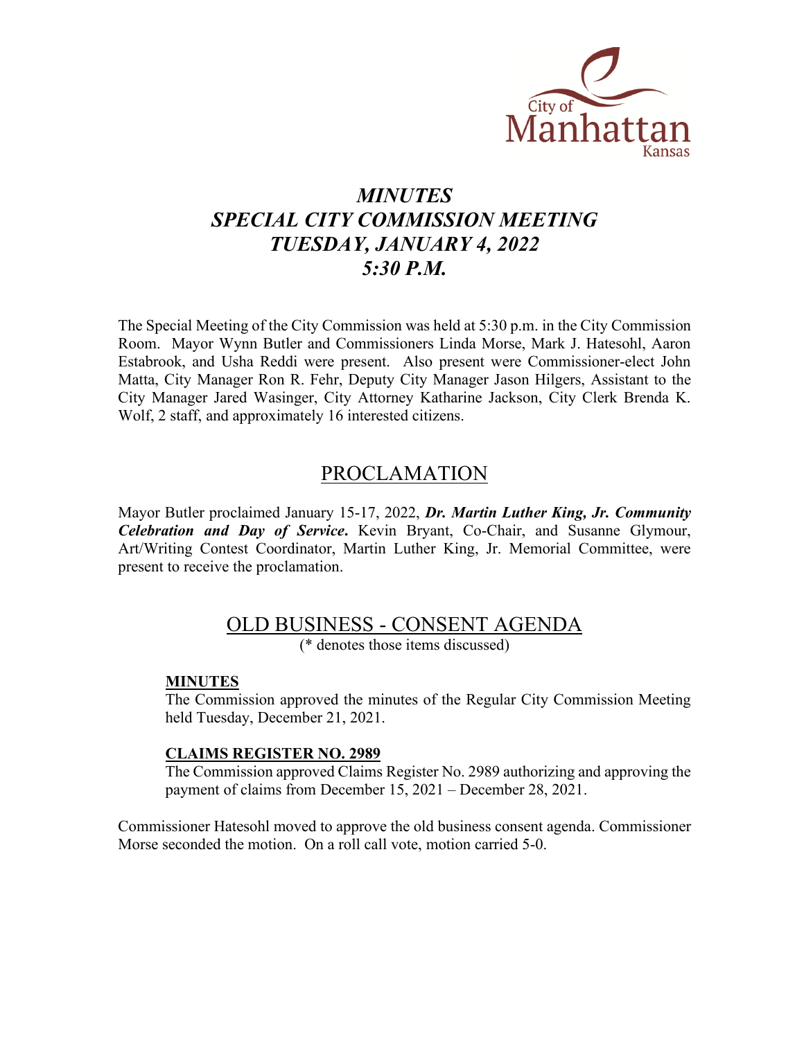# *MINUTES*
# *SPECIAL CITY COMMISSION MEETING*
# *TUESDAY, JANUARY 4, 2022*
# *5:30 P.M.*

The Special Meeting of the City Commission was held at 5:30 p.m. in the City Commission Room. Mayor Wynn Butler and Commissioners Linda Morse, Mark J. Hatesohl, Aaron Estabrook, and Usha Reddi were present. Also present were Commissioner-elect John Matta, City Manager Ron R. Fehr, Deputy City Manager Jason Hilgers, Assistant to the City Manager Jared Wasinger, City Attorney Katharine Jackson, City Clerk Brenda K. Wolf, 2 staff, and approximately 16 interested citizens.

## PROCLAMATION

Mayor Butler proclaimed January 15-17, 2022, ***Dr. Martin Luther King, Jr. Community Celebration and Day of Service*.** Kevin Bryant, Co-Chair, and Susanne Glymour, Art/Writing Contest Coordinator, Martin Luther King, Jr. Memorial Committee, were present to receive the proclamation.

## OLD BUSINESS - CONSENT AGENDA

(* denotes those items discussed)

**MINUTES**

The Commission approved the minutes of the Regular City Commission Meeting held Tuesday, December 21, 2021.

**CLAIMS REGISTER NO. 2989**

The Commission approved Claims Register No. 2989 authorizing and approving the payment of claims from December 15, 2021 – December 28, 2021.

Commissioner Hatesohl moved to approve the old business consent agenda. Commissioner Morse seconded the motion. On a roll call vote, motion carried 5-0.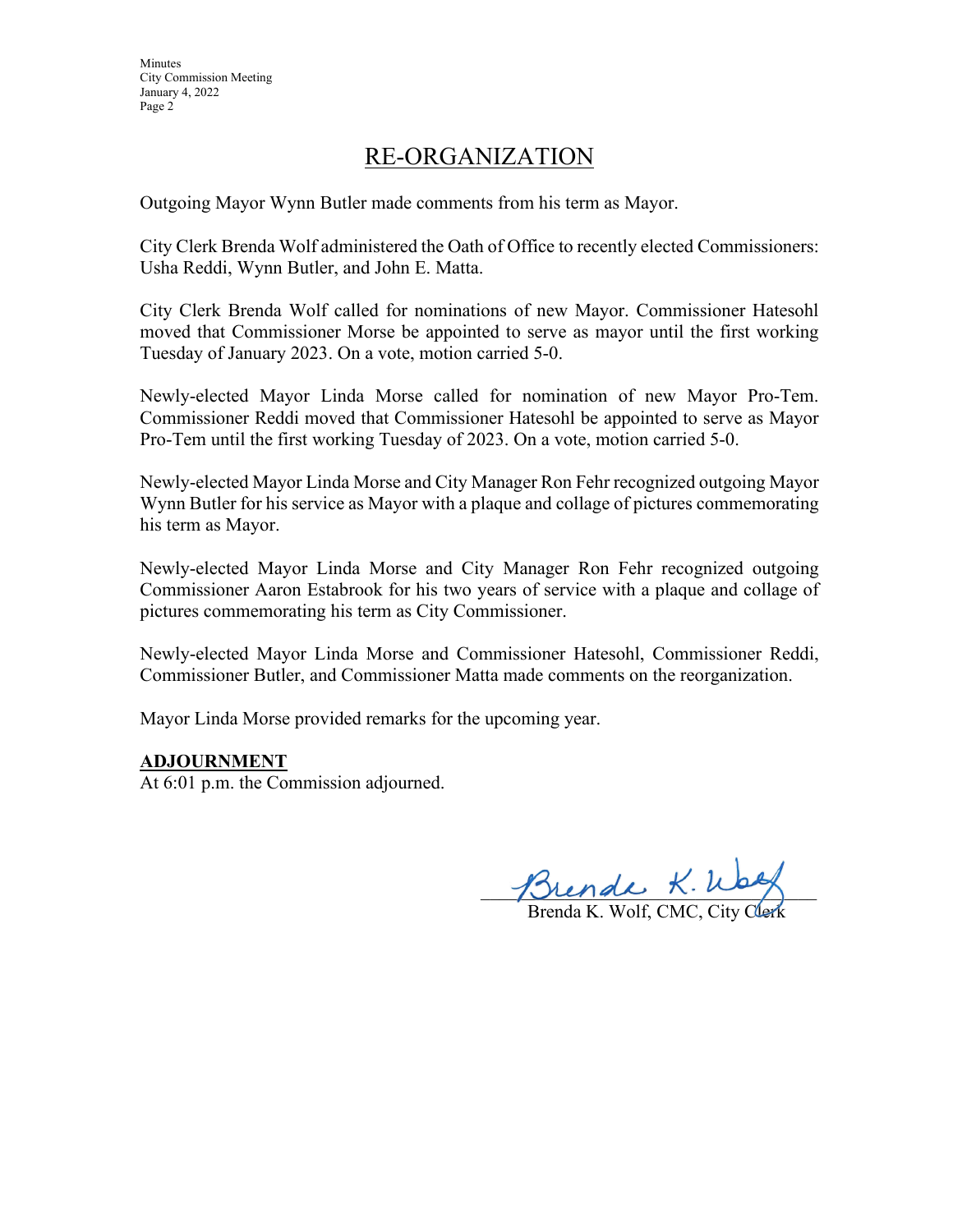## RE-ORGANIZATION

Outgoing Mayor Wynn Butler made comments from his term as Mayor.

City Clerk Brenda Wolf administered the Oath of Office to recently elected Commissioners: Usha Reddi, Wynn Butler, and John E. Matta.

City Clerk Brenda Wolf called for nominations of new Mayor. Commissioner Hatesohl moved that Commissioner Morse be appointed to serve as mayor until the first working Tuesday of January 2023. On a vote, motion carried 5-0.

Newly-elected Mayor Linda Morse called for nomination of new Mayor Pro-Tem. Commissioner Reddi moved that Commissioner Hatesohl be appointed to serve as Mayor Pro-Tem until the first working Tuesday of 2023. On a vote, motion carried 5-0.

Newly-elected Mayor Linda Morse and City Manager Ron Fehr recognized outgoing Mayor Wynn Butler for his service as Mayor with a plaque and collage of pictures commemorating his term as Mayor.

Newly-elected Mayor Linda Morse and City Manager Ron Fehr recognized outgoing Commissioner Aaron Estabrook for his two years of service with a plaque and collage of pictures commemorating his term as City Commissioner.

Newly-elected Mayor Linda Morse and Commissioner Hatesohl, Commissioner Reddi, Commissioner Butler, and Commissioner Matta made comments on the reorganization.

Mayor Linda Morse provided remarks for the upcoming year.

**ADJOURNMENT**

At 6:01 p.m. the Commission adjourned.

Brenda K. Wolf

Brenda K. Wolf, CMC, City Clerk